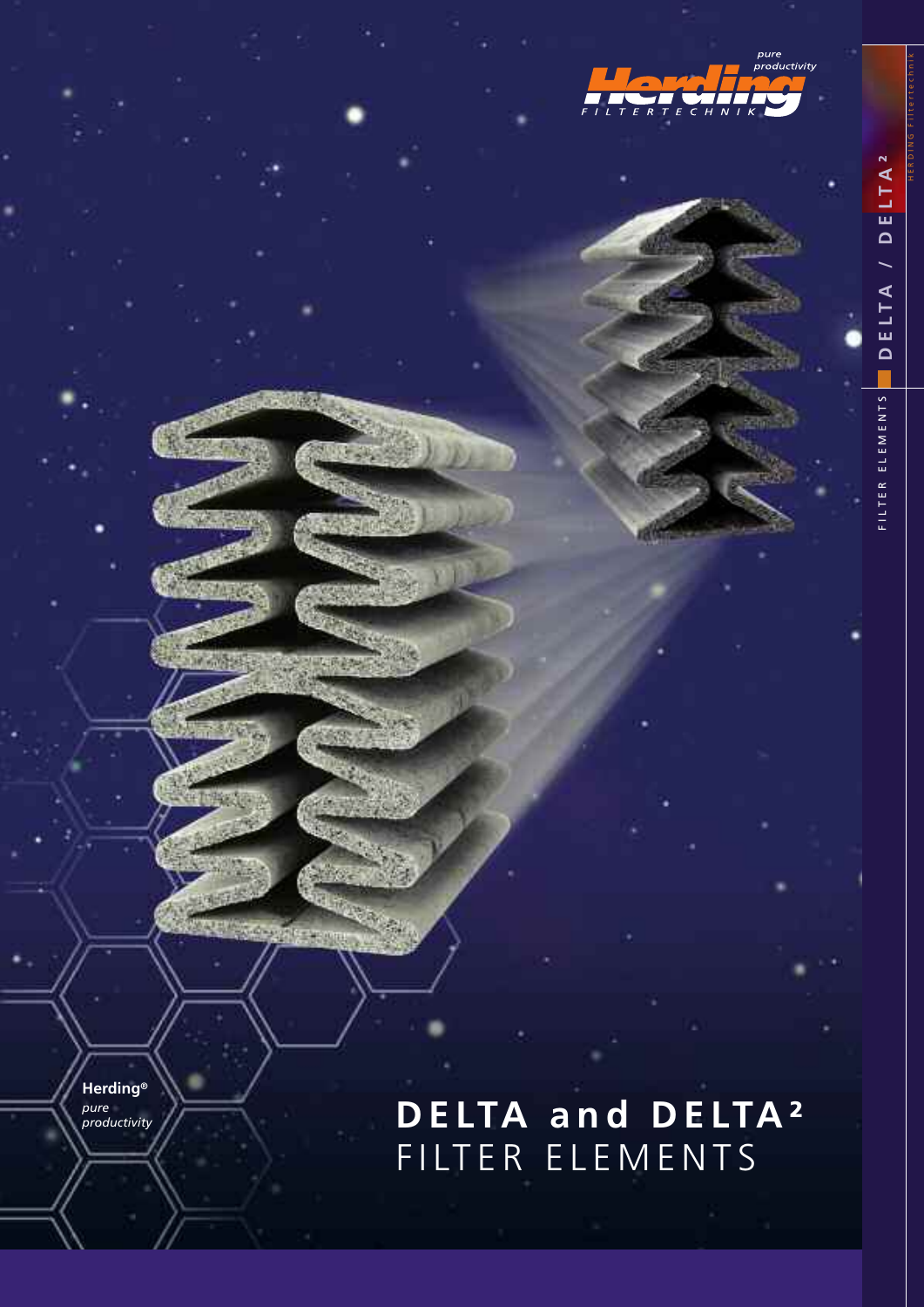Herding® FILTERTECHNIK *pure productivity*

FILTER ELEMENTS DELTA / DELTA²

HERDING Filtertechnik

**Herding®**
*pure productivity*

# DELTA and DELTA²
## FILTER ELEMENTS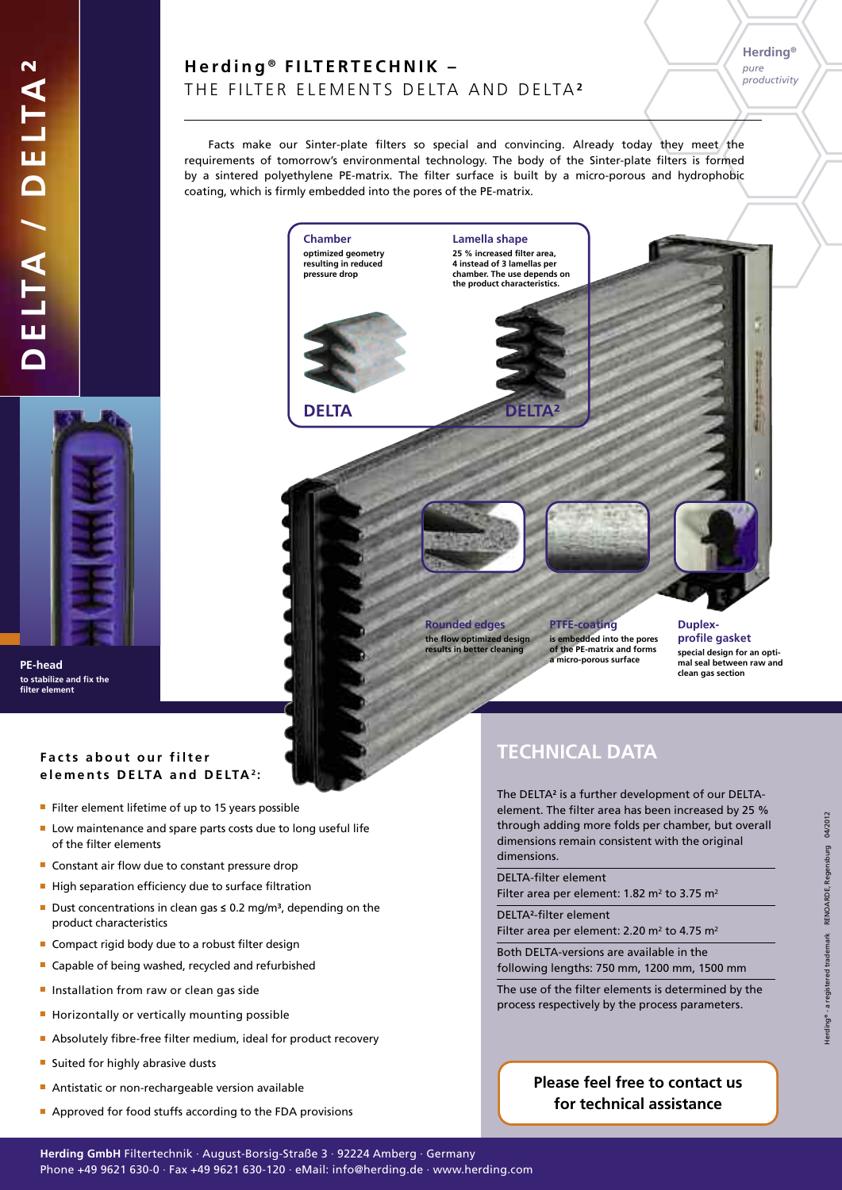# DELTA / DELTA²

## Herding® FILTERTECHNIK – THE FILTER ELEMENTS DELTA AND DELTA²

Herding®
*pure productivity*

Facts make our Sinter-plate filters so special and convincing. Already today they meet the requirements of tomorrow's environmental technology. The body of the Sinter-plate filters is formed by a sintered polyethylene PE-matrix. The filter surface is built by a micro-porous and hydrophobic coating, which is firmly embedded into the pores of the PE-matrix.

**Chamber**
optimized geometry resulting in reduced pressure drop

**Lamella shape**
25 % increased filter area, 4 instead of 3 lamellas per chamber. The use depends on the product characteristics.

**DELTA**

**DELTA²**

**Rounded edges**
the flow optimized design results in better cleaning

**PTFE-coating**
is embedded into the pores of the PE-matrix and forms a micro-porous surface

**Duplex-profile gasket**
special design for an optimal seal between raw and clean gas section

**PE-head**
to stabilize and fix the filter element

### Facts about our filter elements DELTA and DELTA²:

- Filter element lifetime of up to 15 years possible
- Low maintenance and spare parts costs due to long useful life of the filter elements
- Constant air flow due to constant pressure drop
- High separation efficiency due to surface filtration
- Dust concentrations in clean gas ≤ 0.2 mg/m³, depending on the product characteristics
- Compact rigid body due to a robust filter design
- Capable of being washed, recycled and refurbished
- Installation from raw or clean gas side
- Horizontally or vertically mounting possible
- Absolutely fibre-free filter medium, ideal for product recovery
- Suited for highly abrasive dusts
- Antistatic or non-rechargeable version available
- Approved for food stuffs according to the FDA provisions

## TECHNICAL DATA

The DELTA² is a further development of our DELTA-element. The filter area has been increased by 25 % through adding more folds per chamber, but overall dimensions remain consistent with the original dimensions.

DELTA-filter element
Filter area per element: 1.82 m² to 3.75 m²

DELTA²-filter element
Filter area per element: 2.20 m² to 4.75 m²

Both DELTA-versions are available in the following lengths: 750 mm, 1200 mm, 1500 mm

The use of the filter elements is determined by the process respectively by the process parameters.

**Please feel free to contact us for technical assistance**

Herding® - a registered trademark RENOARDE, Regensburg 04/2012

**Herding GmbH** Filtertechnik · August-Borsig-Straße 3 · 92224 Amberg · Germany
Phone +49 9621 630-0 · Fax +49 9621 630-120 · eMail: info@herding.de · www.herding.com